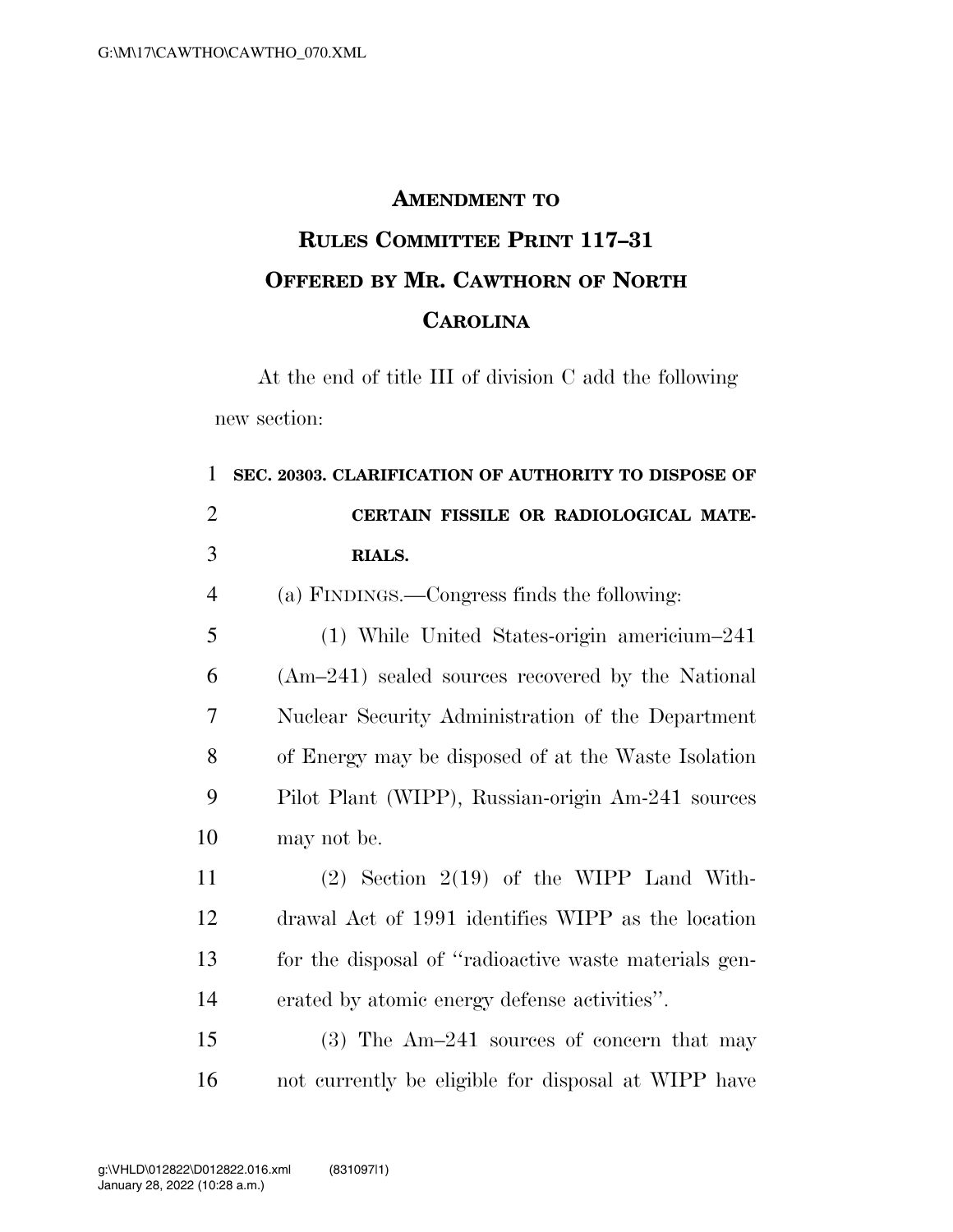# AMENDMENT TO RULES COMMITTEE PRINT 117–31 OFFERED BY MR. CAWTHORN OF NORTH CAROLINA

At the end of title III of division C add the following new section:

**SEC. 20303. CLARIFICATION OF AUTHORITY TO DISPOSE OF CERTAIN FISSILE OR RADIOLOGICAL MATERIALS.**

(a) FINDINGS.—Congress finds the following:

(1) While United States-origin americium–241 (Am–241) sealed sources recovered by the National Nuclear Security Administration of the Department of Energy may be disposed of at the Waste Isolation Pilot Plant (WIPP), Russian-origin Am-241 sources may not be.

(2) Section 2(19) of the WIPP Land Withdrawal Act of 1991 identifies WIPP as the location for the disposal of ''radioactive waste materials generated by atomic energy defense activities''.

(3) The Am–241 sources of concern that may not currently be eligible for disposal at WIPP have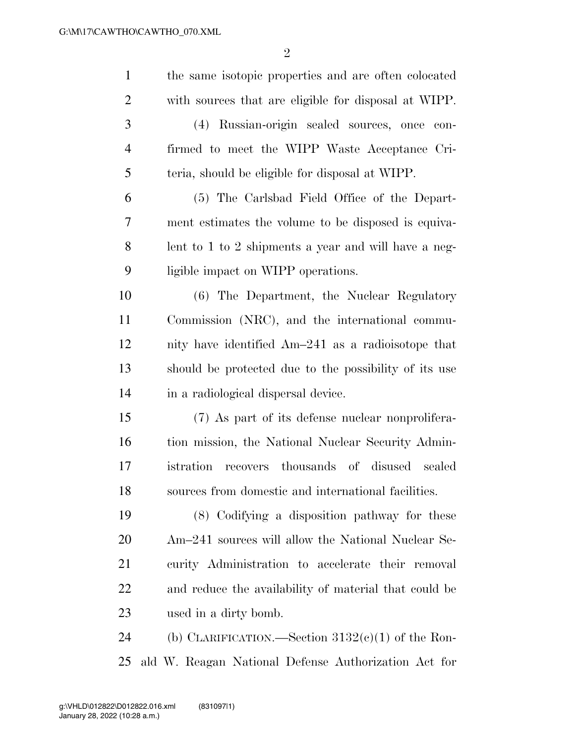the same isotopic properties and are often colocated with sources that are eligible for disposal at WIPP.

(4) Russian-origin sealed sources, once confirmed to meet the WIPP Waste Acceptance Criteria, should be eligible for disposal at WIPP.

(5) The Carlsbad Field Office of the Department estimates the volume to be disposed is equivalent to 1 to 2 shipments a year and will have a negligible impact on WIPP operations.

(6) The Department, the Nuclear Regulatory Commission (NRC), and the international community have identified Am–241 as a radioisotope that should be protected due to the possibility of its use in a radiological dispersal device.

(7) As part of its defense nuclear nonproliferation mission, the National Nuclear Security Administration recovers thousands of disused sealed sources from domestic and international facilities.

(8) Codifying a disposition pathway for these Am–241 sources will allow the National Nuclear Security Administration to accelerate their removal and reduce the availability of material that could be used in a dirty bomb.

(b) CLARIFICATION.—Section 3132(c)(1) of the Ronald W. Reagan National Defense Authorization Act for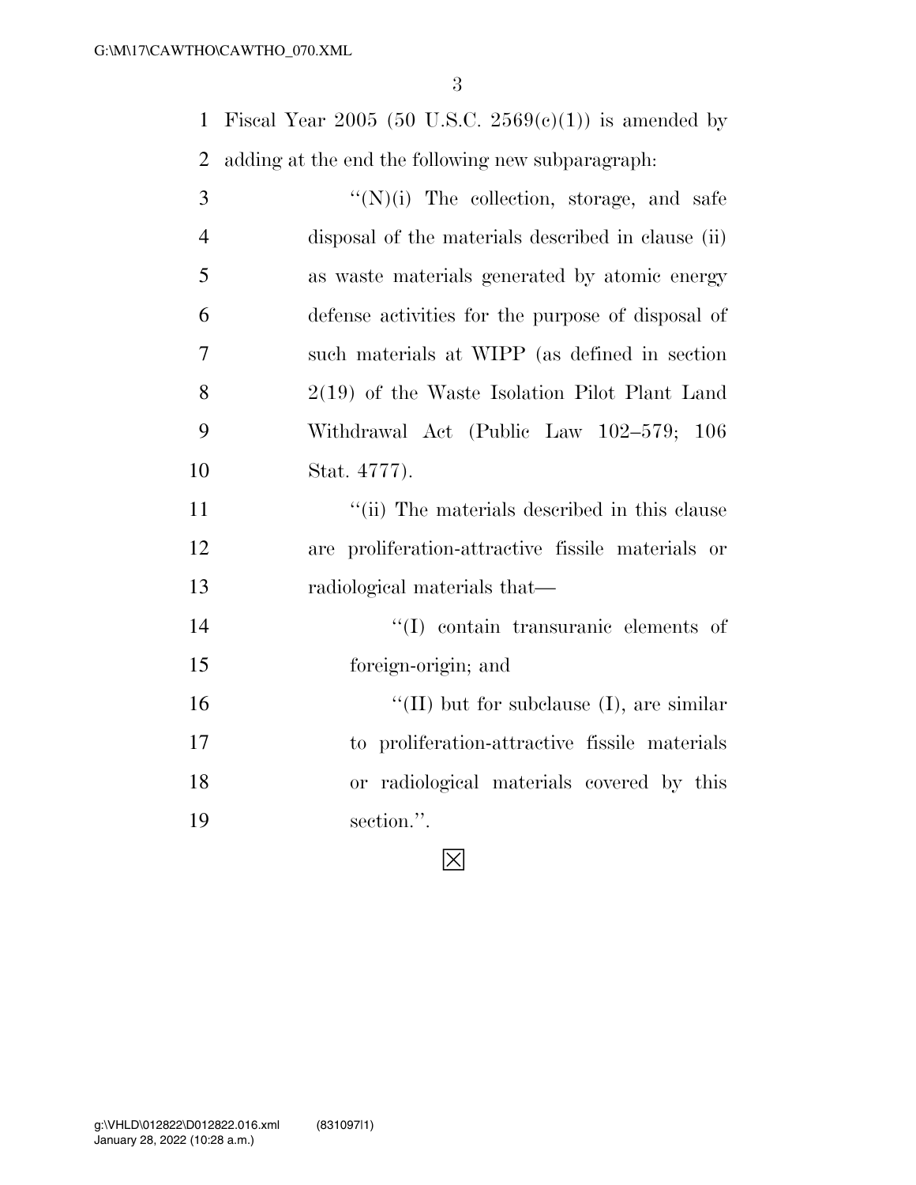Fiscal Year 2005 (50 U.S.C. 2569(c)(1)) is amended by adding at the end the following new subparagraph:

"(N)(i) The collection, storage, and safe disposal of the materials described in clause (ii) as waste materials generated by atomic energy defense activities for the purpose of disposal of such materials at WIPP (as defined in section 2(19) of the Waste Isolation Pilot Plant Land Withdrawal Act (Public Law 102–579; 106 Stat. 4777).

"(ii) The materials described in this clause are proliferation-attractive fissile materials or radiological materials that—

"(I) contain transuranic elements of foreign-origin; and

"(II) but for subclause (I), are similar to proliferation-attractive fissile materials or radiological materials covered by this section.".